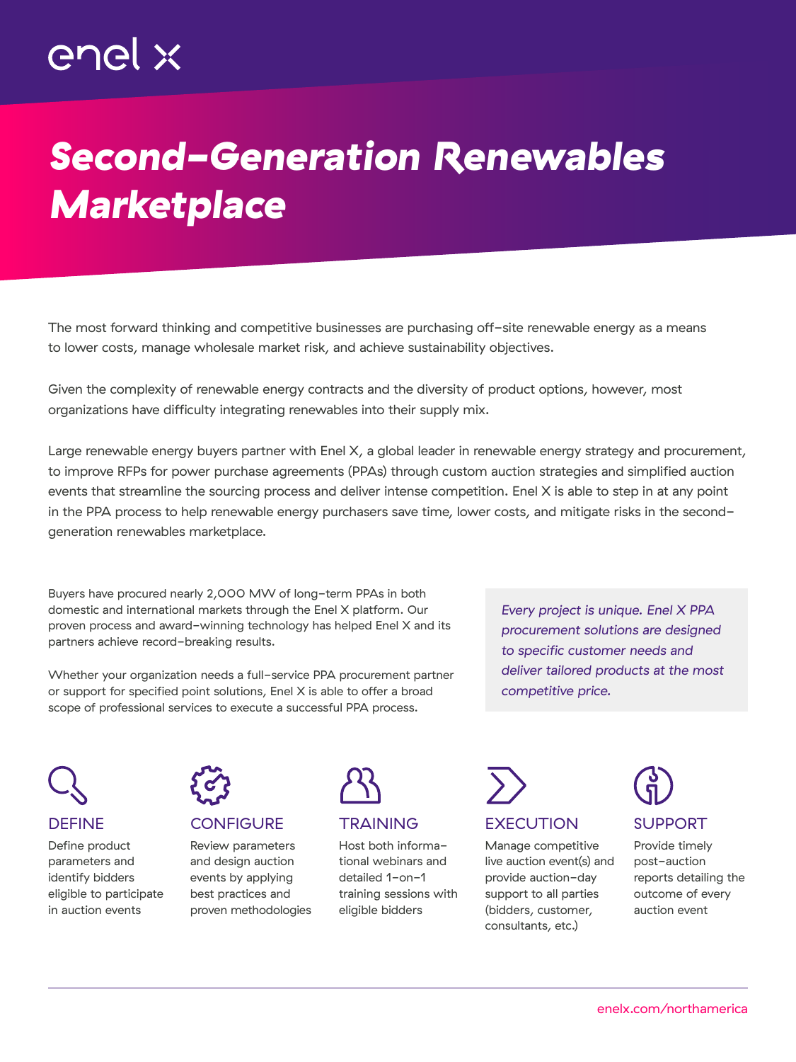enel x

# Second-Generation Renewables Marketplace

The most forward thinking and competitive businesses are purchasing off-site renewable energy as a means to lower costs, manage wholesale market risk, and achieve sustainability objectives.

Given the complexity of renewable energy contracts and the diversity of product options, however, most organizations have difficulty integrating renewables into their supply mix.

Large renewable energy buyers partner with Enel X, a global leader in renewable energy strategy and procurement, to improve RFPs for power purchase agreements (PPAs) through custom auction strategies and simplified auction events that streamline the sourcing process and deliver intense competition. Enel X is able to step in at any point in the PPA process to help renewable energy purchasers save time, lower costs, and mitigate risks in the second-generation renewables marketplace.

Buyers have procured nearly 2,000 MW of long-term PPAs in both domestic and international markets through the Enel X platform. Our proven process and award-winning technology has helped Enel X and its partners achieve record-breaking results.

Whether your organization needs a full-service PPA procurement partner or support for specified point solutions, Enel X is able to offer a broad scope of professional services to execute a successful PPA process.

*Every project is unique. Enel X PPA procurement solutions are designed to specific customer needs and deliver tailored products at the most competitive price.*

### DEFINE

Define product parameters and identify bidders eligible to participate in auction events

### CONFIGURE

Review parameters and design auction events by applying best practices and proven methodologies

### TRAINING

Host both informational webinars and detailed 1-on-1 training sessions with eligible bidders

### EXECUTION

Manage competitive live auction event(s) and provide auction-day support to all parties (bidders, customer, consultants, etc.)

### SUPPORT

Provide timely post-auction reports detailing the outcome of every auction event

enelx.com/northamerica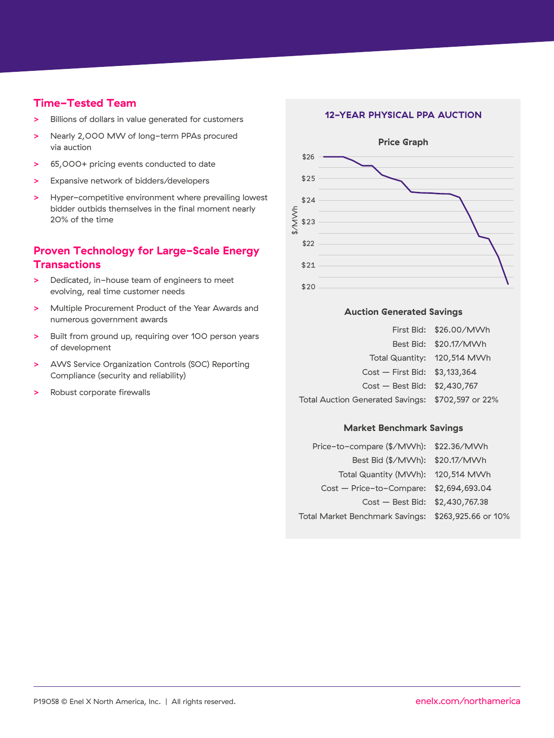## Time-Tested Team

- Billions of dollars in value generated for customers
- Nearly 2,000 MW of long-term PPAs procured via auction
- 65,000+ pricing events conducted to date
- Expansive network of bidders/developers
- Hyper-competitive environment where prevailing lowest bidder outbids themselves in the final moment nearly 20% of the time

## Proven Technology for Large-Scale Energy Transactions

- Dedicated, in-house team of engineers to meet evolving, real time customer needs
- Multiple Procurement Product of the Year Awards and numerous government awards
- Built from ground up, requiring over 100 person years of development
- AWS Service Organization Controls (SOC) Reporting Compliance (security and reliability)
- Robust corporate firewalls

### 12-YEAR PHYSICAL PPA AUCTION

Price Graph

$/MWh

$26
$25
$24
$23
$22
$21
$20

**Auction Generated Savings**

| | |
|---|---|
| First Bid: | $26.00/MWh |
| Best Bid: | $20.17/MWh |
| Total Quantity: | 120,514 MWh |
| Cost — First Bid: | $3,133,364 |
| Cost — Best Bid: | $2,430,767 |
| Total Auction Generated Savings: | $702,597 or 22% |

**Market Benchmark Savings**

| | |
|---|---|
| Price-to-compare ($/MWh): | $22.36/MWh |
| Best Bid ($/MWh): | $20.17/MWh |
| Total Quantity (MWh): | 120,514 MWh |
| Cost — Price-to-Compare: | $2,694,693.04 |
| Cost — Best Bid: | $2,430,767.38 |
| Total Market Benchmark Savings: | $263,925.66 or 10% |

P19058 © Enel X North America, Inc. | All rights reserved.

enelx.com/northamerica